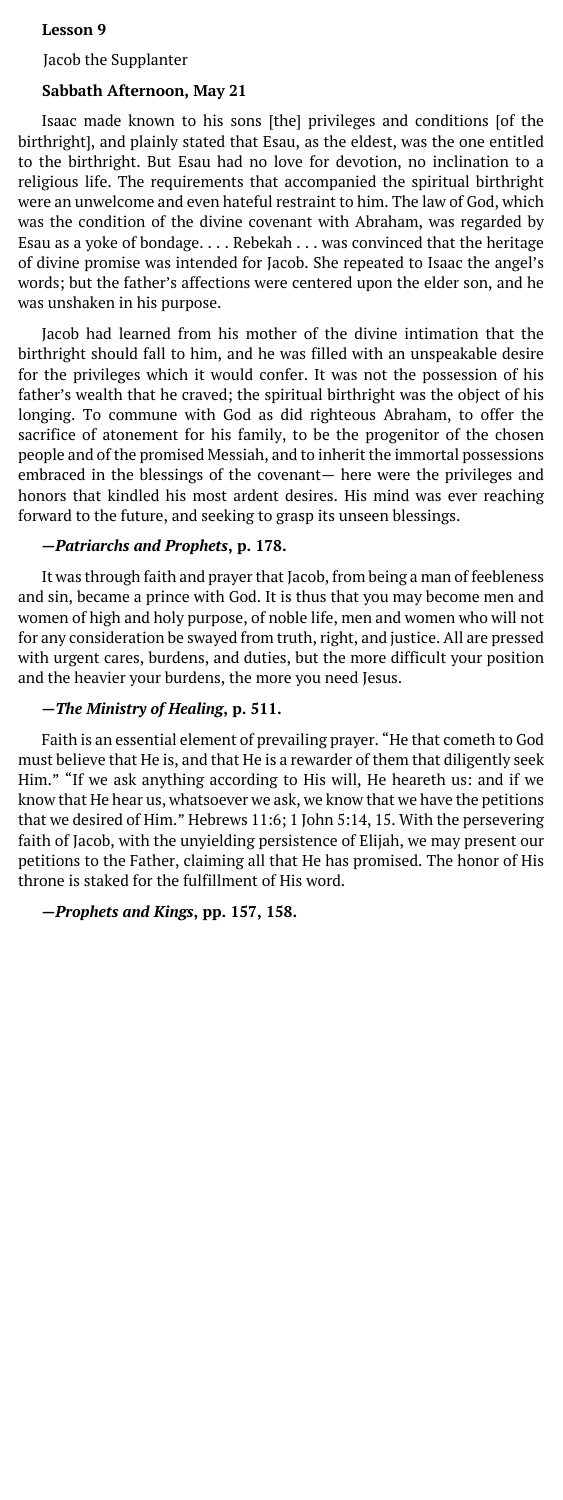**Lesson 9**

Jacob the Supplanter

**Sabbath Afternoon, May 21**

Isaac made known to his sons [the] privileges and conditions [of the birthright], and plainly stated that Esau, as the eldest, was the one entitled to the birthright. But Esau had no love for devotion, no inclination to a religious life. The requirements that accompanied the spiritual birthright were an unwelcome and even hateful restraint to him. The law of God, which was the condition of the divine covenant with Abraham, was regarded by Esau as a yoke of bondage. . . . Rebekah . . . was convinced that the heritage of divine promise was intended for Jacob. She repeated to Isaac the angel's words; but the father's affections were centered upon the elder son, and he was unshaken in his purpose.

Jacob had learned from his mother of the divine intimation that the birthright should fall to him, and he was filled with an unspeakable desire for the privileges which it would confer. It was not the possession of his father's wealth that he craved; the spiritual birthright was the object of his longing. To commune with God as did righteous Abraham, to offer the sacrifice of atonement for his family, to be the progenitor of the chosen people and of the promised Messiah, and to inherit the immortal possessions embraced in the blessings of the covenant— here were the privileges and honors that kindled his most ardent desires. His mind was ever reaching forward to the future, and seeking to grasp its unseen blessings.

**—*Patriarchs and Prophets*, p. 178.**

It was through faith and prayer that Jacob, from being a man of feebleness and sin, became a prince with God. It is thus that you may become men and women of high and holy purpose, of noble life, men and women who will not for any consideration be swayed from truth, right, and justice. All are pressed with urgent cares, burdens, and duties, but the more difficult your position and the heavier your burdens, the more you need Jesus.

**—*The Ministry of Healing*, p. 511.**

Faith is an essential element of prevailing prayer. "He that cometh to God must believe that He is, and that He is a rewarder of them that diligently seek Him." "If we ask anything according to His will, He heareth us: and if we know that He hear us, whatsoever we ask, we know that we have the petitions that we desired of Him." Hebrews 11:6; 1 John 5:14, 15. With the persevering faith of Jacob, with the unyielding persistence of Elijah, we may present our petitions to the Father, claiming all that He has promised. The honor of His throne is staked for the fulfillment of His word.

**—*Prophets and Kings*, pp. 157, 158.**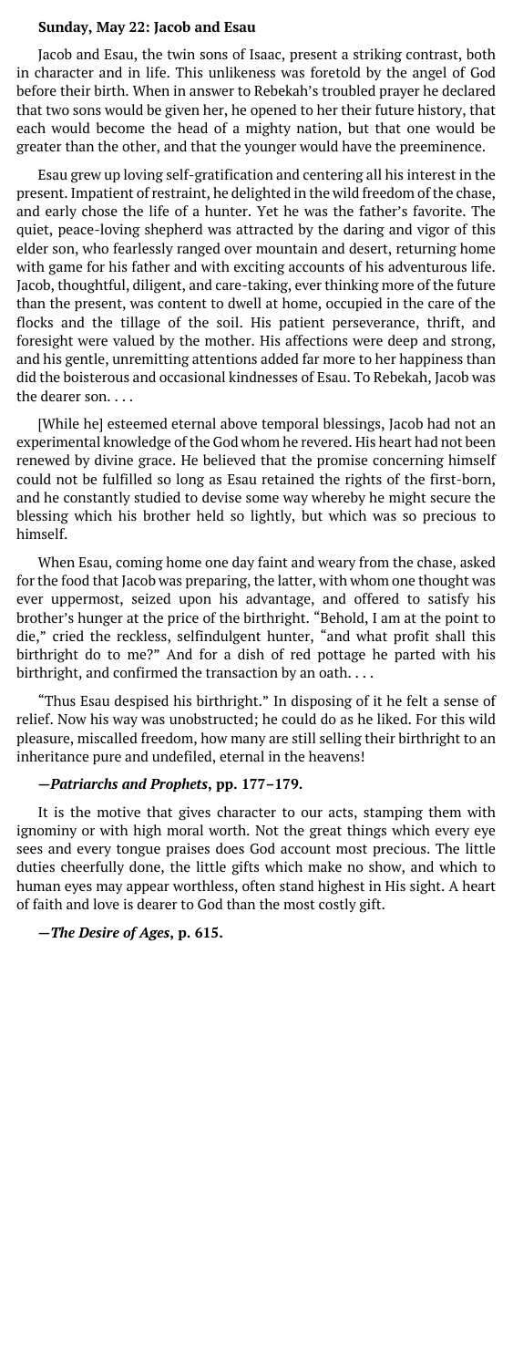**Sunday, May 22: Jacob and Esau**

Jacob and Esau, the twin sons of Isaac, present a striking contrast, both in character and in life. This unlikeness was foretold by the angel of God before their birth. When in answer to Rebekah's troubled prayer he declared that two sons would be given her, he opened to her their future history, that each would become the head of a mighty nation, but that one would be greater than the other, and that the younger would have the preeminence.

Esau grew up loving self-gratification and centering all his interest in the present. Impatient of restraint, he delighted in the wild freedom of the chase, and early chose the life of a hunter. Yet he was the father's favorite. The quiet, peace-loving shepherd was attracted by the daring and vigor of this elder son, who fearlessly ranged over mountain and desert, returning home with game for his father and with exciting accounts of his adventurous life. Jacob, thoughtful, diligent, and care-taking, ever thinking more of the future than the present, was content to dwell at home, occupied in the care of the flocks and the tillage of the soil. His patient perseverance, thrift, and foresight were valued by the mother. His affections were deep and strong, and his gentle, unremitting attentions added far more to her happiness than did the boisterous and occasional kindnesses of Esau. To Rebekah, Jacob was the dearer son. . . .

[While he] esteemed eternal above temporal blessings, Jacob had not an experimental knowledge of the God whom he revered. His heart had not been renewed by divine grace. He believed that the promise concerning himself could not be fulfilled so long as Esau retained the rights of the first-born, and he constantly studied to devise some way whereby he might secure the blessing which his brother held so lightly, but which was so precious to himself.

When Esau, coming home one day faint and weary from the chase, asked for the food that Jacob was preparing, the latter, with whom one thought was ever uppermost, seized upon his advantage, and offered to satisfy his brother's hunger at the price of the birthright. "Behold, I am at the point to die," cried the reckless, selfindulgent hunter, "and what profit shall this birthright do to me?" And for a dish of red pottage he parted with his birthright, and confirmed the transaction by an oath. . . .

"Thus Esau despised his birthright." In disposing of it he felt a sense of relief. Now his way was unobstructed; he could do as he liked. For this wild pleasure, miscalled freedom, how many are still selling their birthright to an inheritance pure and undefiled, eternal in the heavens!

**—*Patriarchs and Prophets*, pp. 177–179.**

It is the motive that gives character to our acts, stamping them with ignominy or with high moral worth. Not the great things which every eye sees and every tongue praises does God account most precious. The little duties cheerfully done, the little gifts which make no show, and which to human eyes may appear worthless, often stand highest in His sight. A heart of faith and love is dearer to God than the most costly gift.

**—*The Desire of Ages*, p. 615.**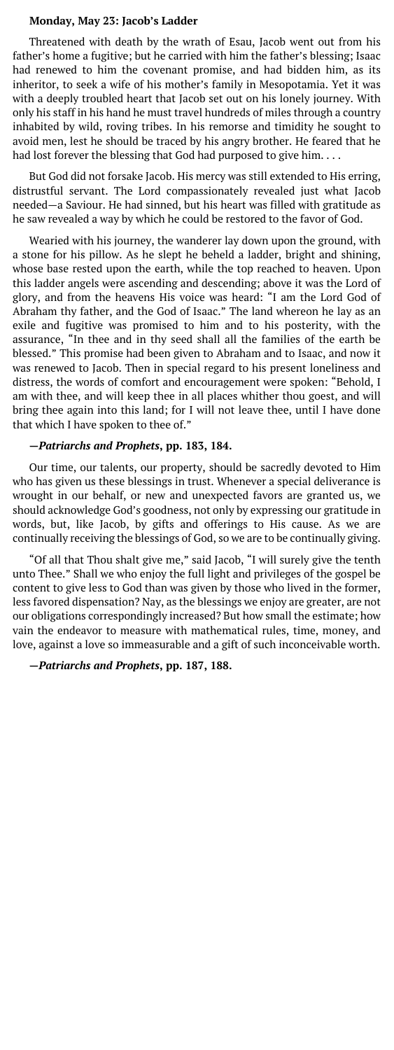**Monday, May 23: Jacob's Ladder**

Threatened with death by the wrath of Esau, Jacob went out from his father's home a fugitive; but he carried with him the father's blessing; Isaac had renewed to him the covenant promise, and had bidden him, as its inheritor, to seek a wife of his mother's family in Mesopotamia. Yet it was with a deeply troubled heart that Jacob set out on his lonely journey. With only his staff in his hand he must travel hundreds of miles through a country inhabited by wild, roving tribes. In his remorse and timidity he sought to avoid men, lest he should be traced by his angry brother. He feared that he had lost forever the blessing that God had purposed to give him. . . .

But God did not forsake Jacob. His mercy was still extended to His erring, distrustful servant. The Lord compassionately revealed just what Jacob needed—a Saviour. He had sinned, but his heart was filled with gratitude as he saw revealed a way by which he could be restored to the favor of God.

Wearied with his journey, the wanderer lay down upon the ground, with a stone for his pillow. As he slept he beheld a ladder, bright and shining, whose base rested upon the earth, while the top reached to heaven. Upon this ladder angels were ascending and descending; above it was the Lord of glory, and from the heavens His voice was heard: "I am the Lord God of Abraham thy father, and the God of Isaac." The land whereon he lay as an exile and fugitive was promised to him and to his posterity, with the assurance, "In thee and in thy seed shall all the families of the earth be blessed." This promise had been given to Abraham and to Isaac, and now it was renewed to Jacob. Then in special regard to his present loneliness and distress, the words of comfort and encouragement were spoken: "Behold, I am with thee, and will keep thee in all places whither thou goest, and will bring thee again into this land; for I will not leave thee, until I have done that which I have spoken to thee of."

**—*Patriarchs and Prophets*, pp. 183, 184.**

Our time, our talents, our property, should be sacredly devoted to Him who has given us these blessings in trust. Whenever a special deliverance is wrought in our behalf, or new and unexpected favors are granted us, we should acknowledge God's goodness, not only by expressing our gratitude in words, but, like Jacob, by gifts and offerings to His cause. As we are continually receiving the blessings of God, so we are to be continually giving.

"Of all that Thou shalt give me," said Jacob, "I will surely give the tenth unto Thee." Shall we who enjoy the full light and privileges of the gospel be content to give less to God than was given by those who lived in the former, less favored dispensation? Nay, as the blessings we enjoy are greater, are not our obligations correspondingly increased? But how small the estimate; how vain the endeavor to measure with mathematical rules, time, money, and love, against a love so immeasurable and a gift of such inconceivable worth.

**—*Patriarchs and Prophets*, pp. 187, 188.**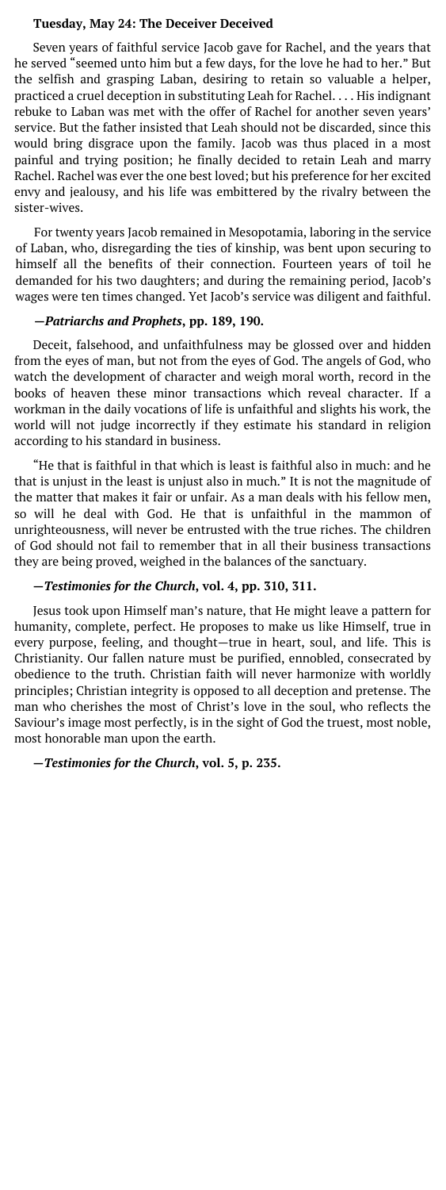### Tuesday, May 24: The Deceiver Deceived

Seven years of faithful service Jacob gave for Rachel, and the years that he served "seemed unto him but a few days, for the love he had to her." But the selfish and grasping Laban, desiring to retain so valuable a helper, practiced a cruel deception in substituting Leah for Rachel. . . . His indignant rebuke to Laban was met with the offer of Rachel for another seven years' service. But the father insisted that Leah should not be discarded, since this would bring disgrace upon the family. Jacob was thus placed in a most painful and trying position; he finally decided to retain Leah and marry Rachel. Rachel was ever the one best loved; but his preference for her excited envy and jealousy, and his life was embittered by the rivalry between the sister-wives.

For twenty years Jacob remained in Mesopotamia, laboring in the service of Laban, who, disregarding the ties of kinship, was bent upon securing to himself all the benefits of their connection. Fourteen years of toil he demanded for his two daughters; and during the remaining period, Jacob's wages were ten times changed. Yet Jacob's service was diligent and faithful.

**—*Patriarchs and Prophets*, pp. 189, 190.**

Deceit, falsehood, and unfaithfulness may be glossed over and hidden from the eyes of man, but not from the eyes of God. The angels of God, who watch the development of character and weigh moral worth, record in the books of heaven these minor transactions which reveal character. If a workman in the daily vocations of life is unfaithful and slights his work, the world will not judge incorrectly if they estimate his standard in religion according to his standard in business.

"He that is faithful in that which is least is faithful also in much: and he that is unjust in the least is unjust also in much." It is not the magnitude of the matter that makes it fair or unfair. As a man deals with his fellow men, so will he deal with God. He that is unfaithful in the mammon of unrighteousness, will never be entrusted with the true riches. The children of God should not fail to remember that in all their business transactions they are being proved, weighed in the balances of the sanctuary.

**—*Testimonies for the Church*, vol. 4, pp. 310, 311.**

Jesus took upon Himself man's nature, that He might leave a pattern for humanity, complete, perfect. He proposes to make us like Himself, true in every purpose, feeling, and thought—true in heart, soul, and life. This is Christianity. Our fallen nature must be purified, ennobled, consecrated by obedience to the truth. Christian faith will never harmonize with worldly principles; Christian integrity is opposed to all deception and pretense. The man who cherishes the most of Christ's love in the soul, who reflects the Saviour's image most perfectly, is in the sight of God the truest, most noble, most honorable man upon the earth.

**—*Testimonies for the Church*, vol. 5, p. 235.**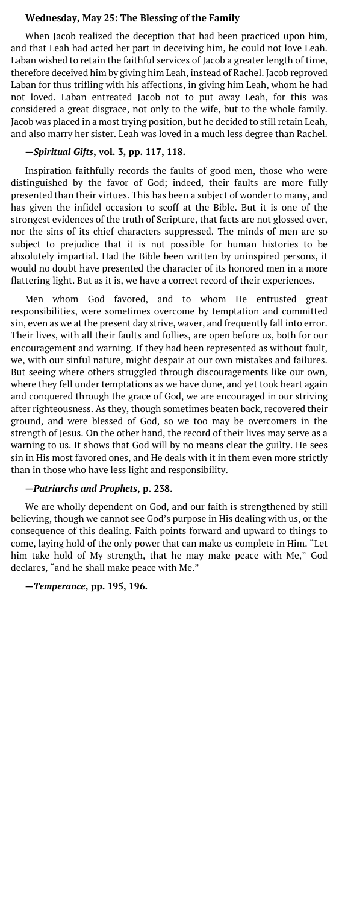### Wednesday, May 25: The Blessing of the Family

When Jacob realized the deception that had been practiced upon him, and that Leah had acted her part in deceiving him, he could not love Leah. Laban wished to retain the faithful services of Jacob a greater length of time, therefore deceived him by giving him Leah, instead of Rachel. Jacob reproved Laban for thus trifling with his affections, in giving him Leah, whom he had not loved. Laban entreated Jacob not to put away Leah, for this was considered a great disgrace, not only to the wife, but to the whole family. Jacob was placed in a most trying position, but he decided to still retain Leah, and also marry her sister. Leah was loved in a much less degree than Rachel.

**—*Spiritual Gifts*, vol. 3, pp. 117, 118.**

Inspiration faithfully records the faults of good men, those who were distinguished by the favor of God; indeed, their faults are more fully presented than their virtues. This has been a subject of wonder to many, and has given the infidel occasion to scoff at the Bible. But it is one of the strongest evidences of the truth of Scripture, that facts are not glossed over, nor the sins of its chief characters suppressed. The minds of men are so subject to prejudice that it is not possible for human histories to be absolutely impartial. Had the Bible been written by uninspired persons, it would no doubt have presented the character of its honored men in a more flattering light. But as it is, we have a correct record of their experiences.

Men whom God favored, and to whom He entrusted great responsibilities, were sometimes overcome by temptation and committed sin, even as we at the present day strive, waver, and frequently fall into error. Their lives, with all their faults and follies, are open before us, both for our encouragement and warning. If they had been represented as without fault, we, with our sinful nature, might despair at our own mistakes and failures. But seeing where others struggled through discouragements like our own, where they fell under temptations as we have done, and yet took heart again and conquered through the grace of God, we are encouraged in our striving after righteousness. As they, though sometimes beaten back, recovered their ground, and were blessed of God, so we too may be overcomers in the strength of Jesus. On the other hand, the record of their lives may serve as a warning to us. It shows that God will by no means clear the guilty. He sees sin in His most favored ones, and He deals with it in them even more strictly than in those who have less light and responsibility.

**—*Patriarchs and Prophets*, p. 238.**

We are wholly dependent on God, and our faith is strengthened by still believing, though we cannot see God's purpose in His dealing with us, or the consequence of this dealing. Faith points forward and upward to things to come, laying hold of the only power that can make us complete in Him. "Let him take hold of My strength, that he may make peace with Me," God declares, "and he shall make peace with Me."

**—*Temperance*, pp. 195, 196.**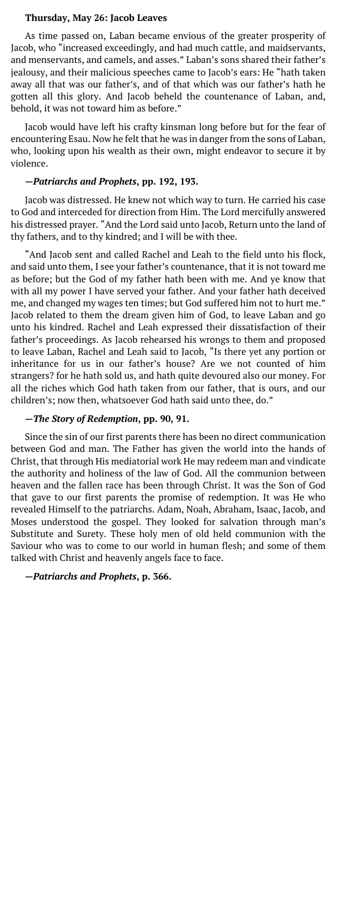**Thursday, May 26: Jacob Leaves**

As time passed on, Laban became envious of the greater prosperity of Jacob, who "increased exceedingly, and had much cattle, and maidservants, and menservants, and camels, and asses." Laban's sons shared their father's jealousy, and their malicious speeches came to Jacob's ears: He "hath taken away all that was our father's, and of that which was our father's hath he gotten all this glory. And Jacob beheld the countenance of Laban, and, behold, it was not toward him as before."

Jacob would have left his crafty kinsman long before but for the fear of encountering Esau. Now he felt that he was in danger from the sons of Laban, who, looking upon his wealth as their own, might endeavor to secure it by violence.

**—*Patriarchs and Prophets*, pp. 192, 193.**

Jacob was distressed. He knew not which way to turn. He carried his case to God and interceded for direction from Him. The Lord mercifully answered his distressed prayer. "And the Lord said unto Jacob, Return unto the land of thy fathers, and to thy kindred; and I will be with thee.

"And Jacob sent and called Rachel and Leah to the field unto his flock, and said unto them, I see your father's countenance, that it is not toward me as before; but the God of my father hath been with me. And ye know that with all my power I have served your father. And your father hath deceived me, and changed my wages ten times; but God suffered him not to hurt me." Jacob related to them the dream given him of God, to leave Laban and go unto his kindred. Rachel and Leah expressed their dissatisfaction of their father's proceedings. As Jacob rehearsed his wrongs to them and proposed to leave Laban, Rachel and Leah said to Jacob, "Is there yet any portion or inheritance for us in our father's house? Are we not counted of him strangers? for he hath sold us, and hath quite devoured also our money. For all the riches which God hath taken from our father, that is ours, and our children's; now then, whatsoever God hath said unto thee, do."

**—*The Story of Redemption*, pp. 90, 91.**

Since the sin of our first parents there has been no direct communication between God and man. The Father has given the world into the hands of Christ, that through His mediatorial work He may redeem man and vindicate the authority and holiness of the law of God. All the communion between heaven and the fallen race has been through Christ. It was the Son of God that gave to our first parents the promise of redemption. It was He who revealed Himself to the patriarchs. Adam, Noah, Abraham, Isaac, Jacob, and Moses understood the gospel. They looked for salvation through man's Substitute and Surety. These holy men of old held communion with the Saviour who was to come to our world in human flesh; and some of them talked with Christ and heavenly angels face to face.

**—*Patriarchs and Prophets*, p. 366.**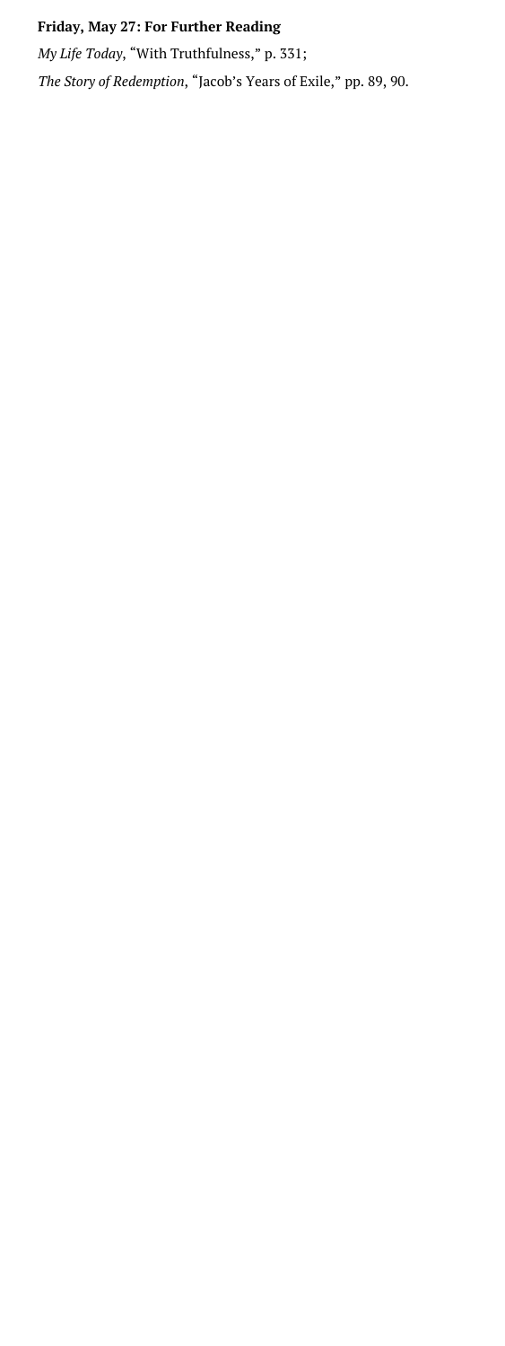**Friday, May 27: For Further Reading**

*My Life Today*, "With Truthfulness," p. 331;

*The Story of Redemption*, "Jacob's Years of Exile," pp. 89, 90.